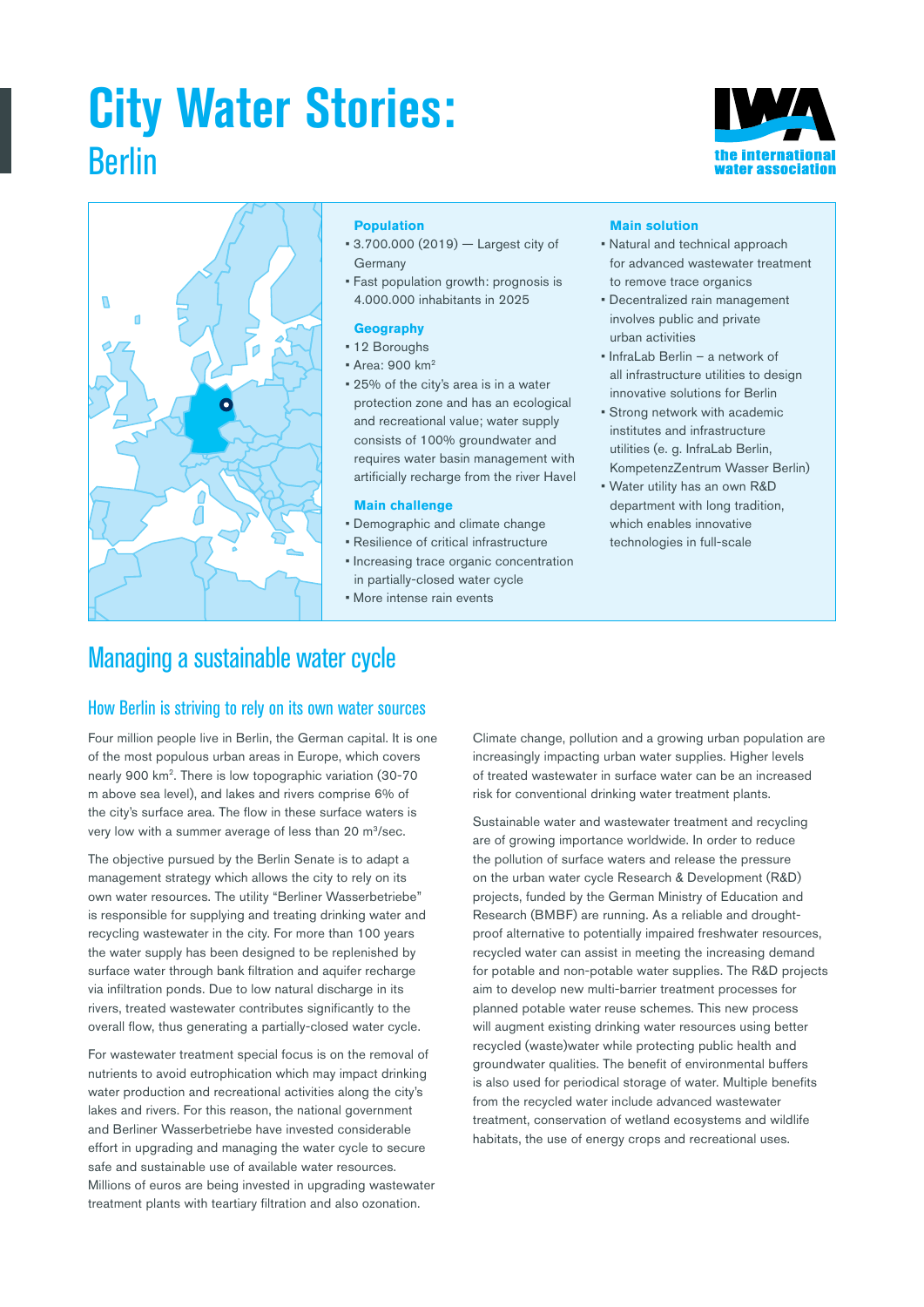# City Water Stories:

## Berlin

the international water association

#### Population

- 3.700.000 (2019) — Largest city of Germany
- Fast population growth: prognosis is 4.000.000 inhabitants in 2025

#### Geography

- 12 Boroughs
- Area: 900 km$^2$
- 25% of the city's area is in a water protection zone and has an ecological and recreational value; water supply consists of 100% groundwater and requires water basin management with artificially recharge from the river Havel

#### Main challenge

- Demographic and climate change
- Resilience of critical infrastructure
- Increasing trace organic concentration in partially-closed water cycle
- More intense rain events

#### Main solution

- Natural and technical approach for advanced wastewater treatment to remove trace organics
- Decentralized rain management involves public and private urban activities
- InfraLab Berlin – a network of all infrastructure utilities to design innovative solutions for Berlin
- Strong network with academic institutes and infrastructure utilities (e. g. InfraLab Berlin, KompetenzZentrum Wasser Berlin)
- Water utility has an own R&D department with long tradition, which enables innovative technologies in full-scale

## Managing a sustainable water cycle

### How Berlin is striving to rely on its own water sources

Four million people live in Berlin, the German capital. It is one of the most populous urban areas in Europe, which covers nearly 900 km$^2$. There is low topographic variation (30-70 m above sea level), and lakes and rivers comprise 6% of the city's surface area. The flow in these surface waters is very low with a summer average of less than 20 m$^3$/sec.

The objective pursued by the Berlin Senate is to adapt a management strategy which allows the city to rely on its own water resources. The utility "Berliner Wasserbetriebe" is responsible for supplying and treating drinking water and recycling wastewater in the city. For more than 100 years the water supply has been designed to be replenished by surface water through bank filtration and aquifer recharge via infiltration ponds. Due to low natural discharge in its rivers, treated wastewater contributes significantly to the overall flow, thus generating a partially-closed water cycle.

For wastewater treatment special focus is on the removal of nutrients to avoid eutrophication which may impact drinking water production and recreational activities along the city's lakes and rivers. For this reason, the national government and Berliner Wasserbetriebe have invested considerable effort in upgrading and managing the water cycle to secure safe and sustainable use of available water resources. Millions of euros are being invested in upgrading wastewater treatment plants with teartiary filtration and also ozonation.

Climate change, pollution and a growing urban population are increasingly impacting urban water supplies. Higher levels of treated wastewater in surface water can be an increased risk for conventional drinking water treatment plants.

Sustainable water and wastewater treatment and recycling are of growing importance worldwide. In order to reduce the pollution of surface waters and release the pressure on the urban water cycle Research & Development (R&D) projects, funded by the German Ministry of Education and Research (BMBF) are running. As a reliable and drought-proof alternative to potentially impaired freshwater resources, recycled water can assist in meeting the increasing demand for potable and non-potable water supplies. The R&D projects aim to develop new multi-barrier treatment processes for planned potable water reuse schemes. This new process will augment existing drinking water resources using better recycled (waste)water while protecting public health and groundwater qualities. The benefit of environmental buffers is also used for periodical storage of water. Multiple benefits from the recycled water include advanced wastewater treatment, conservation of wetland ecosystems and wildlife habitats, the use of energy crops and recreational uses.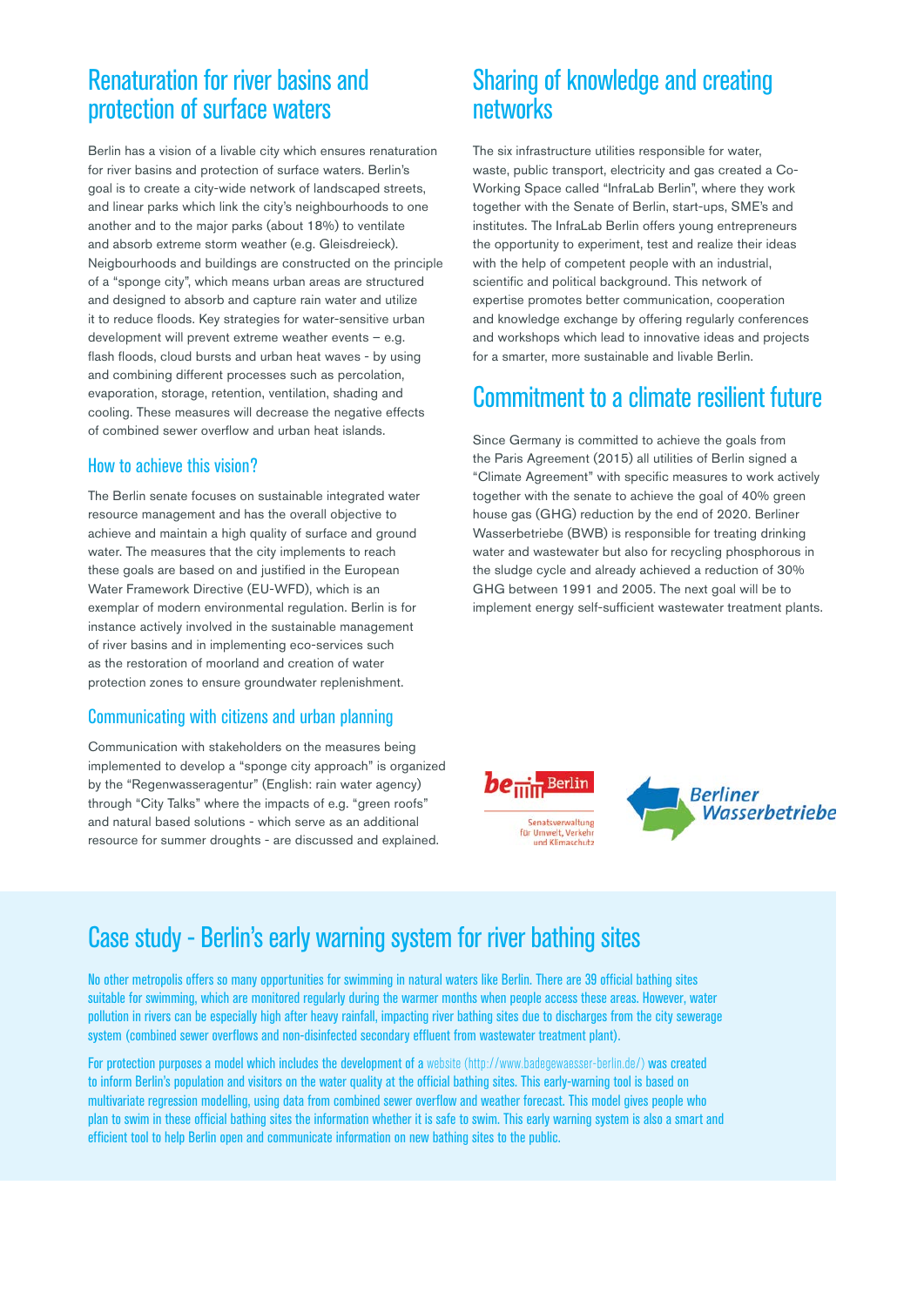## Renaturation for river basins and protection of surface waters

Berlin has a vision of a livable city which ensures renaturation for river basins and protection of surface waters. Berlin's goal is to create a city-wide network of landscaped streets, and linear parks which link the city's neighbourhoods to one another and to the major parks (about 18%) to ventilate and absorb extreme storm weather (e.g. Gleisdreieck). Neigbourhoods and buildings are constructed on the principle of a "sponge city", which means urban areas are structured and designed to absorb and capture rain water and utilize it to reduce floods. Key strategies for water-sensitive urban development will prevent extreme weather events – e.g. flash floods, cloud bursts and urban heat waves - by using and combining different processes such as percolation, evaporation, storage, retention, ventilation, shading and cooling. These measures will decrease the negative effects of combined sewer overflow and urban heat islands.

### How to achieve this vision?

The Berlin senate focuses on sustainable integrated water resource management and has the overall objective to achieve and maintain a high quality of surface and ground water. The measures that the city implements to reach these goals are based on and justified in the European Water Framework Directive (EU-WFD), which is an exemplar of modern environmental regulation. Berlin is for instance actively involved in the sustainable management of river basins and in implementing eco-services such as the restoration of moorland and creation of water protection zones to ensure groundwater replenishment.

### Communicating with citizens and urban planning

Communication with stakeholders on the measures being implemented to develop a "sponge city approach" is organized by the "Regenwasseragentur" (English: rain water agency) through "City Talks" where the impacts of e.g. "green roofs" and natural based solutions - which serve as an additional resource for summer droughts - are discussed and explained.

## Sharing of knowledge and creating networks

The six infrastructure utilities responsible for water, waste, public transport, electricity and gas created a Co-Working Space called "InfraLab Berlin", where they work together with the Senate of Berlin, start-ups, SME's and institutes. The InfraLab Berlin offers young entrepreneurs the opportunity to experiment, test and realize their ideas with the help of competent people with an industrial, scientific and political background. This network of expertise promotes better communication, cooperation and knowledge exchange by offering regularly conferences and workshops which lead to innovative ideas and projects for a smarter, more sustainable and livable Berlin.

## Commitment to a climate resilient future

Since Germany is committed to achieve the goals from the Paris Agreement (2015) all utilities of Berlin signed a "Climate Agreement" with specific measures to work actively together with the senate to achieve the goal of 40% green house gas (GHG) reduction by the end of 2020. Berliner Wasserbetriebe (BWB) is responsible for treating drinking water and wastewater but also for recycling phosphorous in the sludge cycle and already achieved a reduction of 30% GHG between 1991 and 2005. The next goal will be to implement energy self-sufficient wastewater treatment plants.

be Berlin – Senatsverwaltung für Umwelt, Verkehr und Klimaschutz

Berliner Wasserbetriebe

## Case study - Berlin's early warning system for river bathing sites

No other metropolis offers so many opportunities for swimming in natural waters like Berlin. There are 39 official bathing sites suitable for swimming, which are monitored regularly during the warmer months when people access these areas. However, water pollution in rivers can be especially high after heavy rainfall, impacting river bathing sites due to discharges from the city sewerage system (combined sewer overflows and non-disinfected secondary effluent from wastewater treatment plant).

For protection purposes a model which includes the development of a website (http://www.badegewaesser-berlin.de/) was created to inform Berlin's population and visitors on the water quality at the official bathing sites. This early-warning tool is based on multivariate regression modelling, using data from combined sewer overflow and weather forecast. This model gives people who plan to swim in these official bathing sites the information whether it is safe to swim. This early warning system is also a smart and efficient tool to help Berlin open and communicate information on new bathing sites to the public.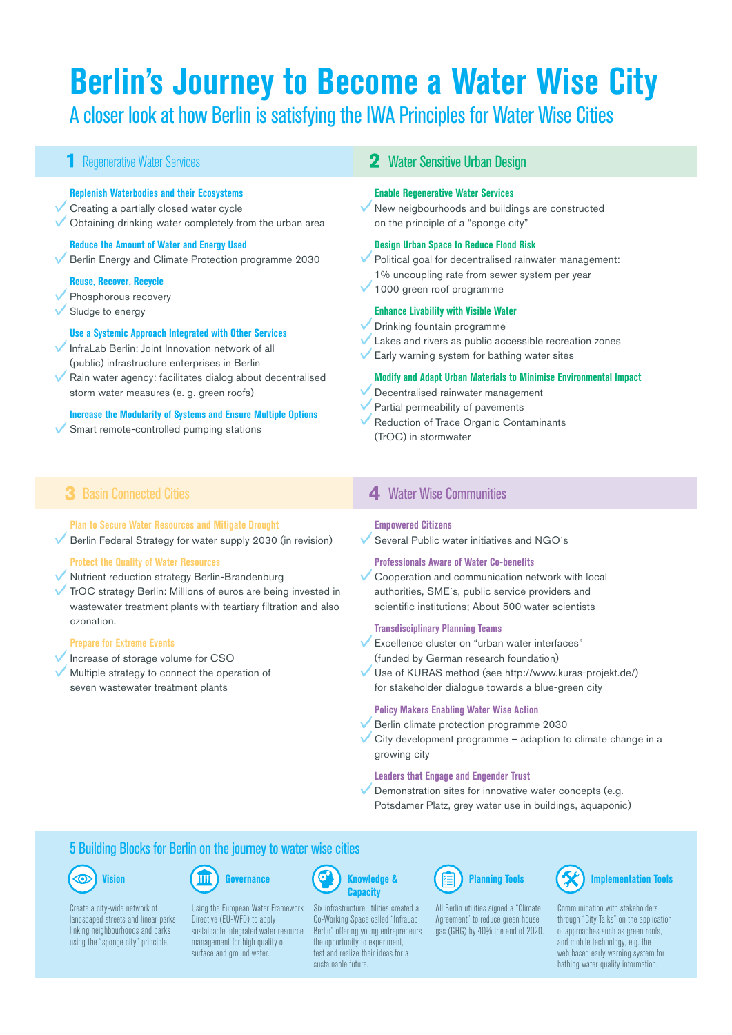# Berlin's Journey to Become a Water Wise City

A closer look at how Berlin is satisfying the IWA Principles for Water Wise Cities

## 1 Regenerative Water Services

### Replenish Waterbodies and their Ecosystems

- Creating a partially closed water cycle
- Obtaining drinking water completely from the urban area

### Reduce the Amount of Water and Energy Used

- Berlin Energy and Climate Protection programme 2030

### Reuse, Recover, Recycle

- Phosphorous recovery
- Sludge to energy

### Use a Systemic Approach Integrated with Other Services

- InfraLab Berlin: Joint Innovation network of all (public) infrastructure enterprises in Berlin
- Rain water agency: facilitates dialog about decentralised storm water measures (e. g. green roofs)

### Increase the Modularity of Systems and Ensure Multiple Options

- Smart remote-controlled pumping stations

## 2 Water Sensitive Urban Design

### Enable Regenerative Water Services

- New neigbourhoods and buildings are constructed on the principle of a "sponge city"

### Design Urban Space to Reduce Flood Risk

- Political goal for decentralised rainwater management: 1% uncoupling rate from sewer system per year
- 1000 green roof programme

### Enhance Livability with Visible Water

- Drinking fountain programme
- Lakes and rivers as public accessible recreation zones
- Early warning system for bathing water sites

### Modify and Adapt Urban Materials to Minimise Environmental Impact

- Decentralised rainwater management
- Partial permeability of pavements
- Reduction of Trace Organic Contaminants (TrOC) in stormwater

## 3 Basin Connected Cities

### Plan to Secure Water Resources and Mitigate Drought

- Berlin Federal Strategy for water supply 2030 (in revision)

### Protect the Quality of Water Resources

- Nutrient reduction strategy Berlin-Brandenburg
- TrOC strategy Berlin: Millions of euros are being invested in wastewater treatment plants with teartiary filtration and also ozonation.

### Prepare for Extreme Events

- Increase of storage volume for CSO
- Multiple strategy to connect the operation of seven wastewater treatment plants

## 4 Water Wise Communities

### Empowered Citizens

- Several Public water initiatives and NGO´s

### Professionals Aware of Water Co-benefits

- Cooperation and communication network with local authorities, SME´s, public service providers and scientific institutions; About 500 water scientists

### Transdisciplinary Planning Teams

- Excellence cluster on "urban water interfaces" (funded by German research foundation)
- Use of KURAS method (see http://www.kuras-projekt.de/) for stakeholder dialogue towards a blue-green city

### Policy Makers Enabling Water Wise Action

- Berlin climate protection programme 2030
- City development programme – adaption to climate change in a growing city

### Leaders that Engage and Engender Trust

- Demonstration sites for innovative water concepts (e.g. Potsdamer Platz, grey water use in buildings, aquaponic)

## 5 Building Blocks for Berlin on the journey to water wise cities

**Vision**

Create a city-wide network of landscaped streets and linear parks linking neighbourhoods and parks using the "sponge city" principle.

**Governance**

Using the European Water Framework Directive (EU-WFD) to apply sustainable integrated water resource management for high quality of surface and ground water.

**Knowledge & Capacity**

Six infrastructure utilities created a Co-Working Space called "InfraLab Berlin" offering young entrepreneurs the opportunity to experiment, test and realize their ideas for a sustainable future.

**Planning Tools**

All Berlin utilities signed a "Climate Agreement" to reduce green house gas (GHG) by 40% the end of 2020.

**Implementation Tools**

Communication with stakeholders through "City Talks" on the application of approaches such as green roofs, and mobile technology, e.g. the web based early warning system for bathing water quality information.